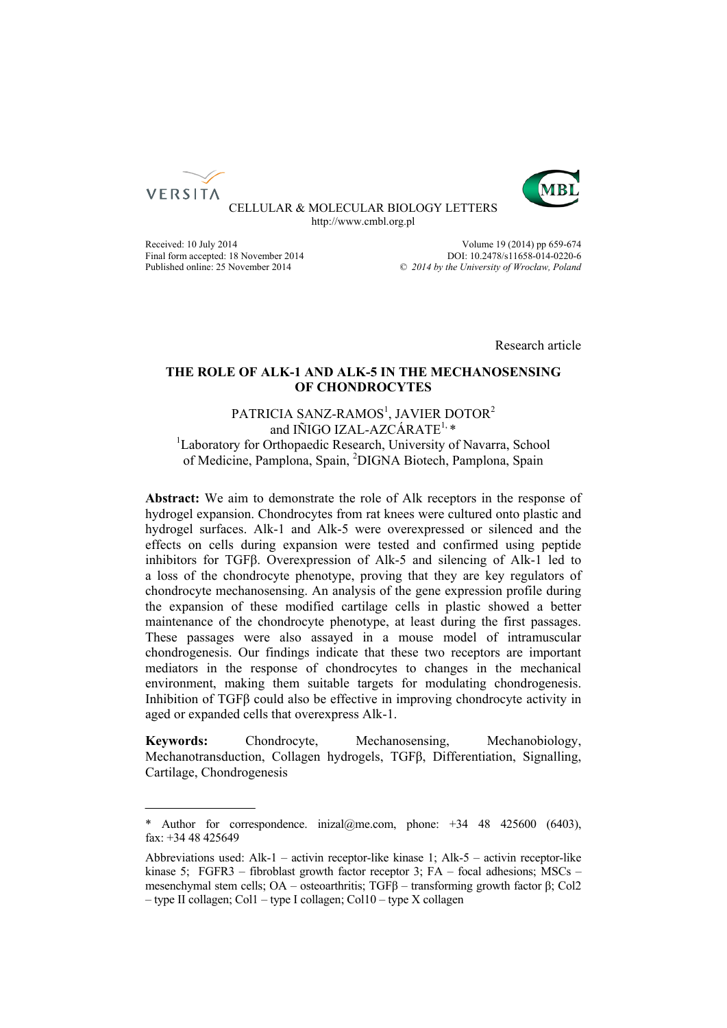CELLULAR & MOLECULAR BIOLOGY LETTERS
http://www.cmbl.org.pl

Received: 10 July 2014
Final form accepted: 18 November 2014
Published online: 25 November 2014

Volume 19 (2014) pp 659-674
DOI: 10.2478/s11658-014-0220-6
© *2014 by the University of Wrocław, Poland*

Research article

# THE ROLE OF ALK-1 AND ALK-5 IN THE MECHANOSENSING OF CHONDROCYTES

PATRICIA SANZ-RAMOS[1], JAVIER DOTOR[2] and IÑIGO IZAL-AZCÁRATE[1, *]

[1]Laboratory for Orthopaedic Research, University of Navarra, School of Medicine, Pamplona, Spain, [2]DIGNA Biotech, Pamplona, Spain

**Abstract:** We aim to demonstrate the role of Alk receptors in the response of hydrogel expansion. Chondrocytes from rat knees were cultured onto plastic and hydrogel surfaces. Alk-1 and Alk-5 were overexpressed or silenced and the effects on cells during expansion were tested and confirmed using peptide inhibitors for TGFβ. Overexpression of Alk-5 and silencing of Alk-1 led to a loss of the chondrocyte phenotype, proving that they are key regulators of chondrocyte mechanosensing. An analysis of the gene expression profile during the expansion of these modified cartilage cells in plastic showed a better maintenance of the chondrocyte phenotype, at least during the first passages. These passages were also assayed in a mouse model of intramuscular chondrogenesis. Our findings indicate that these two receptors are important mediators in the response of chondrocytes to changes in the mechanical environment, making them suitable targets for modulating chondrogenesis. Inhibition of TGFβ could also be effective in improving chondrocyte activity in aged or expanded cells that overexpress Alk-1.

**Keywords:** Chondrocyte, Mechanosensing, Mechanobiology, Mechanotransduction, Collagen hydrogels, TGFβ, Differentiation, Signalling, Cartilage, Chondrogenesis

---

\* Author for correspondence. inizal@me.com, phone: +34 48 425600 (6403), fax: +34 48 425649

Abbreviations used: Alk-1 – activin receptor-like kinase 1; Alk-5 – activin receptor-like kinase 5; FGFR3 – fibroblast growth factor receptor 3; FA – focal adhesions; MSCs – mesenchymal stem cells; OA – osteoarthritis; TGFβ – transforming growth factor β; Col2 – type II collagen; Col1 – type I collagen; Col10 – type X collagen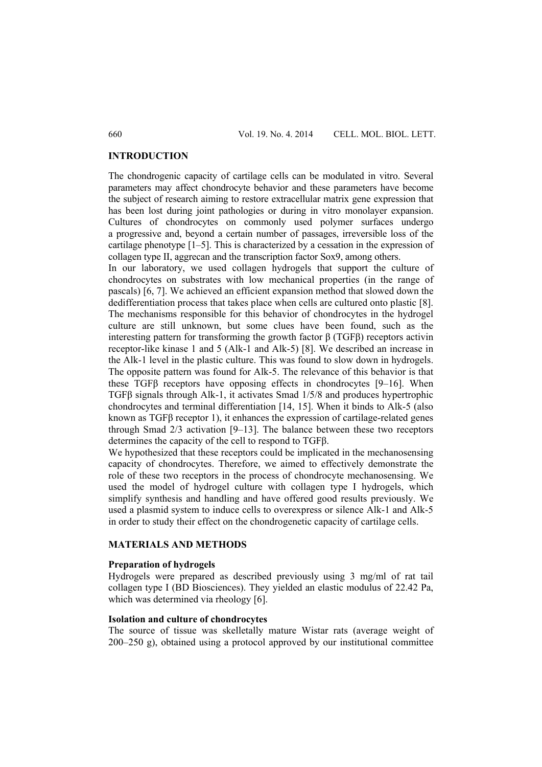## INTRODUCTION

The chondrogenic capacity of cartilage cells can be modulated in vitro. Several parameters may affect chondrocyte behavior and these parameters have become the subject of research aiming to restore extracellular matrix gene expression that has been lost during joint pathologies or during in vitro monolayer expansion. Cultures of chondrocytes on commonly used polymer surfaces undergo a progressive and, beyond a certain number of passages, irreversible loss of the cartilage phenotype [1–5]. This is characterized by a cessation in the expression of collagen type II, aggrecan and the transcription factor Sox9, among others.

In our laboratory, we used collagen hydrogels that support the culture of chondrocytes on substrates with low mechanical properties (in the range of pascals) [6, 7]. We achieved an efficient expansion method that slowed down the dedifferentiation process that takes place when cells are cultured onto plastic [8]. The mechanisms responsible for this behavior of chondrocytes in the hydrogel culture are still unknown, but some clues have been found, such as the interesting pattern for transforming the growth factor β (TGFβ) receptors activin receptor-like kinase 1 and 5 (Alk-1 and Alk-5) [8]. We described an increase in the Alk-1 level in the plastic culture. This was found to slow down in hydrogels. The opposite pattern was found for Alk-5. The relevance of this behavior is that these TGFβ receptors have opposing effects in chondrocytes [9–16]. When TGFβ signals through Alk-1, it activates Smad 1/5/8 and produces hypertrophic chondrocytes and terminal differentiation [14, 15]. When it binds to Alk-5 (also known as TGFβ receptor 1), it enhances the expression of cartilage-related genes through Smad 2/3 activation [9–13]. The balance between these two receptors determines the capacity of the cell to respond to TGFβ.

We hypothesized that these receptors could be implicated in the mechanosensing capacity of chondrocytes. Therefore, we aimed to effectively demonstrate the role of these two receptors in the process of chondrocyte mechanosensing. We used the model of hydrogel culture with collagen type I hydrogels, which simplify synthesis and handling and have offered good results previously. We used a plasmid system to induce cells to overexpress or silence Alk-1 and Alk-5 in order to study their effect on the chondrogenetic capacity of cartilage cells.

## MATERIALS AND METHODS

### Preparation of hydrogels

Hydrogels were prepared as described previously using 3 mg/ml of rat tail collagen type I (BD Biosciences). They yielded an elastic modulus of 22.42 Pa, which was determined via rheology [6].

### Isolation and culture of chondrocytes

The source of tissue was skelletally mature Wistar rats (average weight of 200–250 g), obtained using a protocol approved by our institutional committee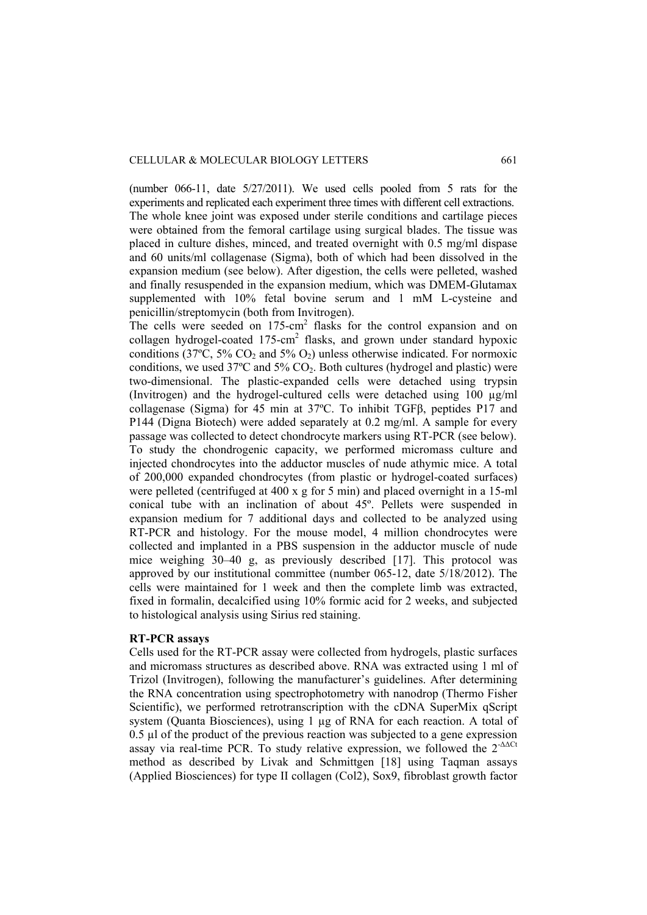(number 066-11, date 5/27/2011). We used cells pooled from 5 rats for the experiments and replicated each experiment three times with different cell extractions. The whole knee joint was exposed under sterile conditions and cartilage pieces were obtained from the femoral cartilage using surgical blades. The tissue was placed in culture dishes, minced, and treated overnight with 0.5 mg/ml dispase and 60 units/ml collagenase (Sigma), both of which had been dissolved in the expansion medium (see below). After digestion, the cells were pelleted, washed and finally resuspended in the expansion medium, which was DMEM-Glutamax supplemented with 10% fetal bovine serum and 1 mM L-cysteine and penicillin/streptomycin (both from Invitrogen).

The cells were seeded on 175-cm$^2$ flasks for the control expansion and on collagen hydrogel-coated 175-cm$^2$ flasks, and grown under standard hypoxic conditions (37ºC, 5% $CO_2$ and 5% $O_2$) unless otherwise indicated. For normoxic conditions, we used 37ºC and 5% $CO_2$. Both cultures (hydrogel and plastic) were two-dimensional. The plastic-expanded cells were detached using trypsin (Invitrogen) and the hydrogel-cultured cells were detached using 100 µg/ml collagenase (Sigma) for 45 min at 37ºC. To inhibit TGFβ, peptides P17 and P144 (Digna Biotech) were added separately at 0.2 mg/ml. A sample for every passage was collected to detect chondrocyte markers using RT-PCR (see below).

To study the chondrogenic capacity, we performed micromass culture and injected chondrocytes into the adductor muscles of nude athymic mice. A total of 200,000 expanded chondrocytes (from plastic or hydrogel-coated surfaces) were pelleted (centrifuged at 400 x g for 5 min) and placed overnight in a 15-ml conical tube with an inclination of about 45º. Pellets were suspended in expansion medium for 7 additional days and collected to be analyzed using RT-PCR and histology. For the mouse model, 4 million chondrocytes were collected and implanted in a PBS suspension in the adductor muscle of nude mice weighing 30–40 g, as previously described [17]. This protocol was approved by our institutional committee (number 065-12, date 5/18/2012). The cells were maintained for 1 week and then the complete limb was extracted, fixed in formalin, decalcified using 10% formic acid for 2 weeks, and subjected to histological analysis using Sirius red staining.

**RT-PCR assays**

Cells used for the RT-PCR assay were collected from hydrogels, plastic surfaces and micromass structures as described above. RNA was extracted using 1 ml of Trizol (Invitrogen), following the manufacturer's guidelines. After determining the RNA concentration using spectrophotometry with nanodrop (Thermo Fisher Scientific), we performed retrotranscription with the cDNA SuperMix qScript system (Quanta Biosciences), using 1 µg of RNA for each reaction. A total of 0.5 µl of the product of the previous reaction was subjected to a gene expression assay via real-time PCR. To study relative expression, we followed the $2^{-\Delta\Delta Ct}$ method as described by Livak and Schmittgen [18] using Taqman assays (Applied Biosciences) for type II collagen (Col2), Sox9, fibroblast growth factor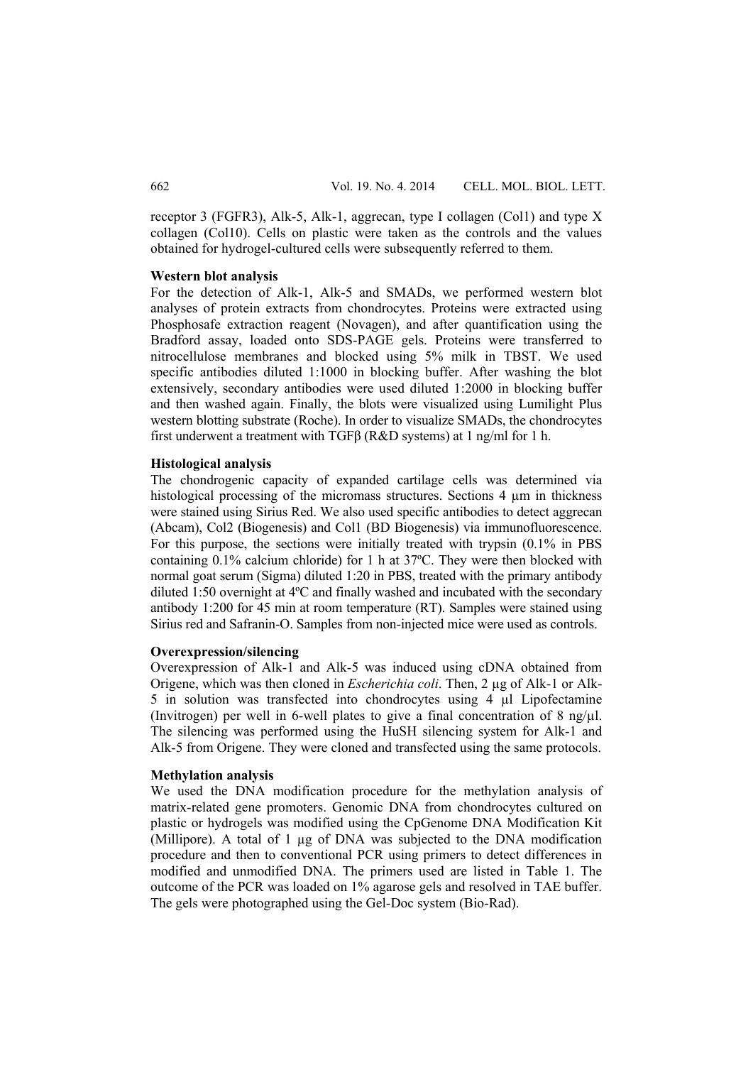receptor 3 (FGFR3), Alk-5, Alk-1, aggrecan, type I collagen (Col1) and type X collagen (Col10). Cells on plastic were taken as the controls and the values obtained for hydrogel-cultured cells were subsequently referred to them.

**Western blot analysis**

For the detection of Alk-1, Alk-5 and SMADs, we performed western blot analyses of protein extracts from chondrocytes. Proteins were extracted using Phosphosafe extraction reagent (Novagen), and after quantification using the Bradford assay, loaded onto SDS-PAGE gels. Proteins were transferred to nitrocellulose membranes and blocked using 5% milk in TBST. We used specific antibodies diluted 1:1000 in blocking buffer. After washing the blot extensively, secondary antibodies were used diluted 1:2000 in blocking buffer and then washed again. Finally, the blots were visualized using Lumilight Plus western blotting substrate (Roche). In order to visualize SMADs, the chondrocytes first underwent a treatment with TGFβ (R&D systems) at 1 ng/ml for 1 h.

**Histological analysis**

The chondrogenic capacity of expanded cartilage cells was determined via histological processing of the micromass structures. Sections 4 μm in thickness were stained using Sirius Red. We also used specific antibodies to detect aggrecan (Abcam), Col2 (Biogenesis) and Col1 (BD Biogenesis) via immunofluorescence. For this purpose, the sections were initially treated with trypsin (0.1% in PBS containing 0.1% calcium chloride) for 1 h at 37ºC. They were then blocked with normal goat serum (Sigma) diluted 1:20 in PBS, treated with the primary antibody diluted 1:50 overnight at 4ºC and finally washed and incubated with the secondary antibody 1:200 for 45 min at room temperature (RT). Samples were stained using Sirius red and Safranin-O. Samples from non-injected mice were used as controls.

**Overexpression/silencing**

Overexpression of Alk-1 and Alk-5 was induced using cDNA obtained from Origene, which was then cloned in *Escherichia coli*. Then, 2 μg of Alk-1 or Alk-5 in solution was transfected into chondrocytes using 4 μl Lipofectamine (Invitrogen) per well in 6-well plates to give a final concentration of 8 ng/μl. The silencing was performed using the HuSH silencing system for Alk-1 and Alk-5 from Origene. They were cloned and transfected using the same protocols.

**Methylation analysis**

We used the DNA modification procedure for the methylation analysis of matrix-related gene promoters. Genomic DNA from chondrocytes cultured on plastic or hydrogels was modified using the CpGenome DNA Modification Kit (Millipore). A total of 1 μg of DNA was subjected to the DNA modification procedure and then to conventional PCR using primers to detect differences in modified and unmodified DNA. The primers used are listed in Table 1. The outcome of the PCR was loaded on 1% agarose gels and resolved in TAE buffer. The gels were photographed using the Gel-Doc system (Bio-Rad).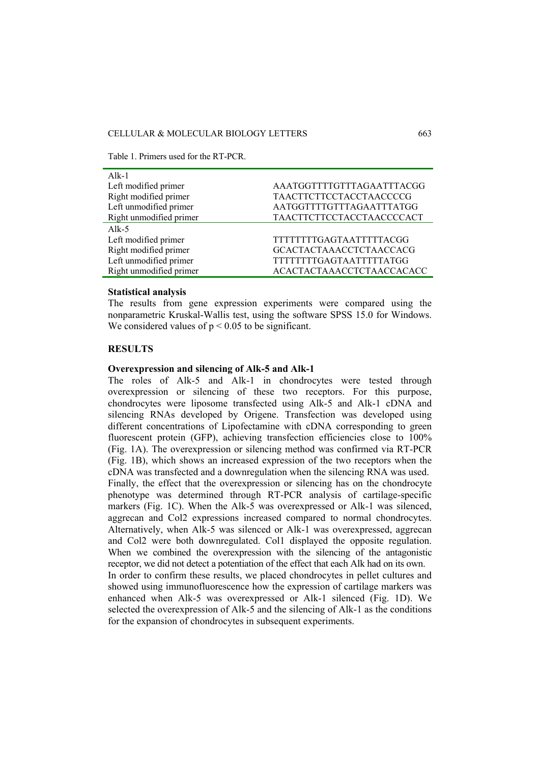Table 1. Primers used for the RT-PCR.

| | |
|---|---|
| Alk-1 | |
| Left modified primer | AAATGGTTTTGTTTAGAATTTACGG |
| Right modified primer | TAACTTCTTCCTACCTAACCCCG |
| Left unmodified primer | AATGGTTTTGTTTAGAATTTATGG |
| Right unmodified primer | TAACTTCTTCCTACCTAACCCCACT |
| Alk-5 | |
| Left modified primer | TTTTTTTTGAGTAATTTTTACGG |
| Right modified primer | GCACTACTAAACCTCTAACCACG |
| Left unmodified primer | TTTTTTTTGAGTAATTTTTATGG |
| Right unmodified primer | ACACTACTAAACCTCTAACCACACC |

**Statistical analysis**

The results from gene expression experiments were compared using the nonparametric Kruskal-Wallis test, using the software SPSS 15.0 for Windows. We considered values of $p < 0.05$ to be significant.

## RESULTS

**Overexpression and silencing of Alk-5 and Alk-1**

The roles of Alk-5 and Alk-1 in chondrocytes were tested through overexpression or silencing of these two receptors. For this purpose, chondrocytes were liposome transfected using Alk-5 and Alk-1 cDNA and silencing RNAs developed by Origene. Transfection was developed using different concentrations of Lipofectamine with cDNA corresponding to green fluorescent protein (GFP), achieving transfection efficiencies close to 100% (Fig. 1A). The overexpression or silencing method was confirmed via RT-PCR (Fig. 1B), which shows an increased expression of the two receptors when the cDNA was transfected and a downregulation when the silencing RNA was used.

Finally, the effect that the overexpression or silencing has on the chondrocyte phenotype was determined through RT-PCR analysis of cartilage-specific markers (Fig. 1C). When the Alk-5 was overexpressed or Alk-1 was silenced, aggrecan and Col2 expressions increased compared to normal chondrocytes. Alternatively, when Alk-5 was silenced or Alk-1 was overexpressed, aggrecan and Col2 were both downregulated. Col1 displayed the opposite regulation. When we combined the overexpression with the silencing of the antagonistic receptor, we did not detect a potentiation of the effect that each Alk had on its own.

In order to confirm these results, we placed chondrocytes in pellet cultures and showed using immunofluorescence how the expression of cartilage markers was enhanced when Alk-5 was overexpressed or Alk-1 silenced (Fig. 1D). We selected the overexpression of Alk-5 and the silencing of Alk-1 as the conditions for the expansion of chondrocytes in subsequent experiments.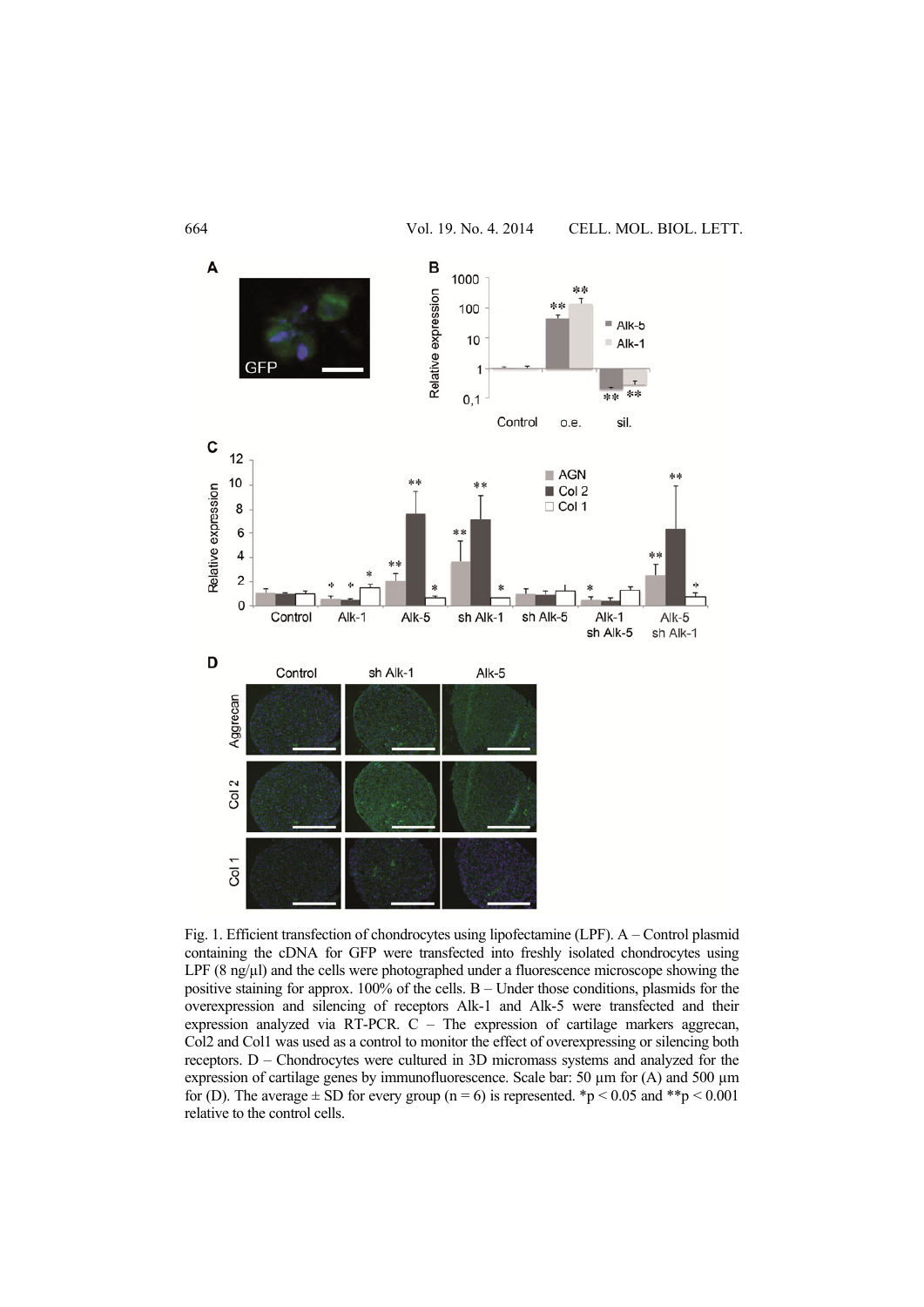Fig. 1. Efficient transfection of chondrocytes using lipofectamine (LPF). A – Control plasmid containing the cDNA for GFP were transfected into freshly isolated chondrocytes using LPF (8 ng/μl) and the cells were photographed under a fluorescence microscope showing the positive staining for approx. 100% of the cells. B – Under those conditions, plasmids for the overexpression and silencing of receptors Alk-1 and Alk-5 were transfected and their expression analyzed via RT-PCR. C – The expression of cartilage markers aggrecan, Col2 and Col1 was used as a control to monitor the effect of overexpressing or silencing both receptors. D – Chondrocytes were cultured in 3D micromass systems and analyzed for the expression of cartilage genes by immunofluorescence. Scale bar: 50 μm for (A) and 500 μm for (D). The average ± SD for every group (n = 6) is represented. $*p < 0.05$ and $**p < 0.001$ relative to the control cells.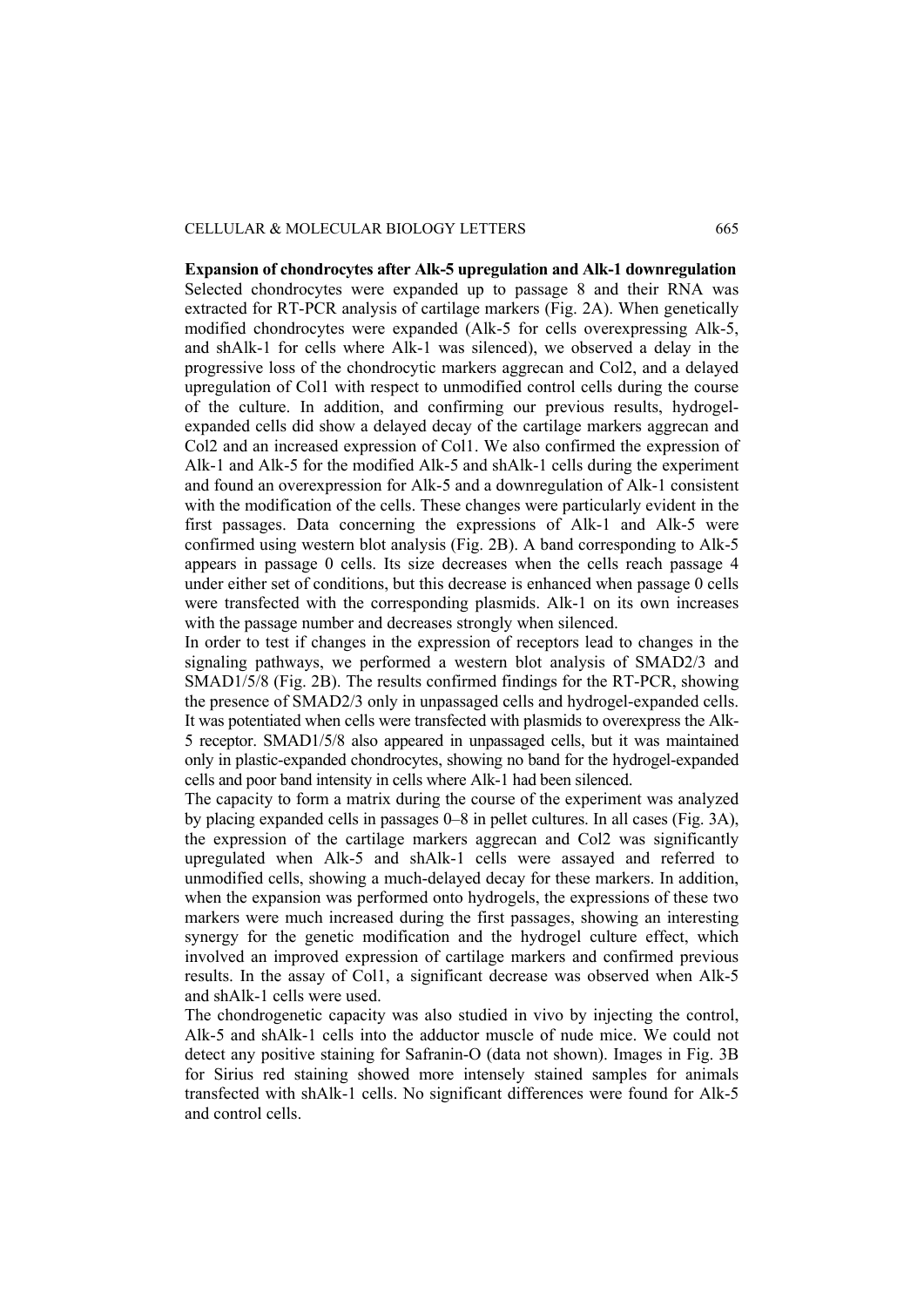**Expansion of chondrocytes after Alk-5 upregulation and Alk-1 downregulation**

Selected chondrocytes were expanded up to passage 8 and their RNA was extracted for RT-PCR analysis of cartilage markers (Fig. 2A). When genetically modified chondrocytes were expanded (Alk-5 for cells overexpressing Alk-5, and shAlk-1 for cells where Alk-1 was silenced), we observed a delay in the progressive loss of the chondrocytic markers aggrecan and Col2, and a delayed upregulation of Col1 with respect to unmodified control cells during the course of the culture. In addition, and confirming our previous results, hydrogel-expanded cells did show a delayed decay of the cartilage markers aggrecan and Col2 and an increased expression of Col1. We also confirmed the expression of Alk-1 and Alk-5 for the modified Alk-5 and shAlk-1 cells during the experiment and found an overexpression for Alk-5 and a downregulation of Alk-1 consistent with the modification of the cells. These changes were particularly evident in the first passages. Data concerning the expressions of Alk-1 and Alk-5 were confirmed using western blot analysis (Fig. 2B). A band corresponding to Alk-5 appears in passage 0 cells. Its size decreases when the cells reach passage 4 under either set of conditions, but this decrease is enhanced when passage 0 cells were transfected with the corresponding plasmids. Alk-1 on its own increases with the passage number and decreases strongly when silenced.

In order to test if changes in the expression of receptors lead to changes in the signaling pathways, we performed a western blot analysis of SMAD2/3 and SMAD1/5/8 (Fig. 2B). The results confirmed findings for the RT-PCR, showing the presence of SMAD2/3 only in unpassaged cells and hydrogel-expanded cells. It was potentiated when cells were transfected with plasmids to overexpress the Alk-5 receptor. SMAD1/5/8 also appeared in unpassaged cells, but it was maintained only in plastic-expanded chondrocytes, showing no band for the hydrogel-expanded cells and poor band intensity in cells where Alk-1 had been silenced.

The capacity to form a matrix during the course of the experiment was analyzed by placing expanded cells in passages 0–8 in pellet cultures. In all cases (Fig. 3A), the expression of the cartilage markers aggrecan and Col2 was significantly upregulated when Alk-5 and shAlk-1 cells were assayed and referred to unmodified cells, showing a much-delayed decay for these markers. In addition, when the expansion was performed onto hydrogels, the expressions of these two markers were much increased during the first passages, showing an interesting synergy for the genetic modification and the hydrogel culture effect, which involved an improved expression of cartilage markers and confirmed previous results. In the assay of Col1, a significant decrease was observed when Alk-5 and shAlk-1 cells were used.

The chondrogenetic capacity was also studied in vivo by injecting the control, Alk-5 and shAlk-1 cells into the adductor muscle of nude mice. We could not detect any positive staining for Safranin-O (data not shown). Images in Fig. 3B for Sirius red staining showed more intensely stained samples for animals transfected with shAlk-1 cells. No significant differences were found for Alk-5 and control cells.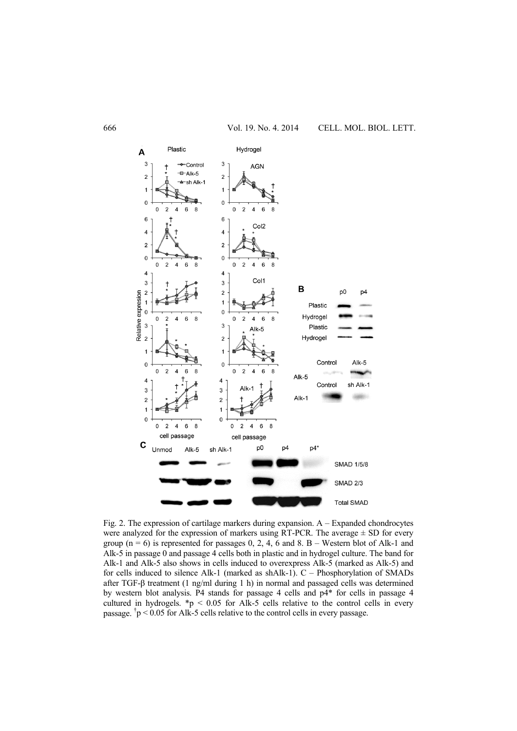Fig. 2. The expression of cartilage markers during expansion. A – Expanded chondrocytes were analyzed for the expression of markers using RT-PCR. The average ± SD for every group (n = 6) is represented for passages 0, 2, 4, 6 and 8. B – Western blot of Alk-1 and Alk-5 in passage 0 and passage 4 cells both in plastic and in hydrogel culture. The band for Alk-1 and Alk-5 also shows in cells induced to overexpress Alk-5 (marked as Alk-5) and for cells induced to silence Alk-1 (marked as shAlk-1). C – Phosphorylation of SMADs after TGF-β treatment (1 ng/ml during 1 h) in normal and passaged cells was determined by western blot analysis. P4 stands for passage 4 cells and p4* for cells in passage 4 cultured in hydrogels. \*$p < 0.05$ for Alk-5 cells relative to the control cells in every passage. $^{\dagger}p < 0.05$ for Alk-5 cells relative to the control cells in every passage.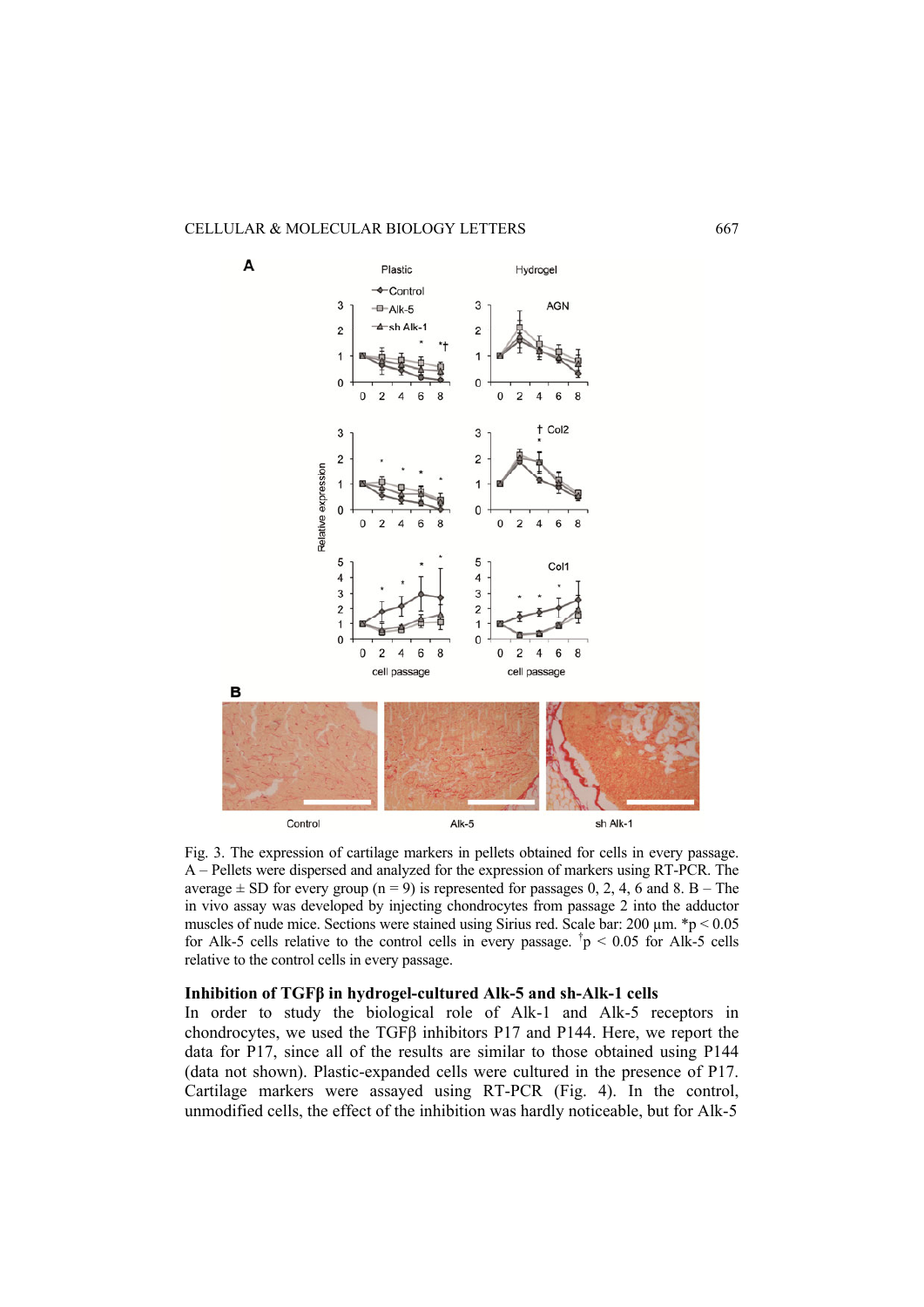Fig. 3. The expression of cartilage markers in pellets obtained for cells in every passage. A – Pellets were dispersed and analyzed for the expression of markers using RT-PCR. The average ± SD for every group (n = 9) is represented for passages 0, 2, 4, 6 and 8. B – The in vivo assay was developed by injecting chondrocytes from passage 2 into the adductor muscles of nude mice. Sections were stained using Sirius red. Scale bar: 200 µm. *$p < 0.05$ for Alk-5 cells relative to the control cells in every passage. †$p < 0.05$ for Alk-5 cells relative to the control cells in every passage.

### Inhibition of TGFβ in hydrogel-cultured Alk-5 and sh-Alk-1 cells

In order to study the biological role of Alk-1 and Alk-5 receptors in chondrocytes, we used the TGFβ inhibitors P17 and P144. Here, we report the data for P17, since all of the results are similar to those obtained using P144 (data not shown). Plastic-expanded cells were cultured in the presence of P17. Cartilage markers were assayed using RT-PCR (Fig. 4). In the control, unmodified cells, the effect of the inhibition was hardly noticeable, but for Alk-5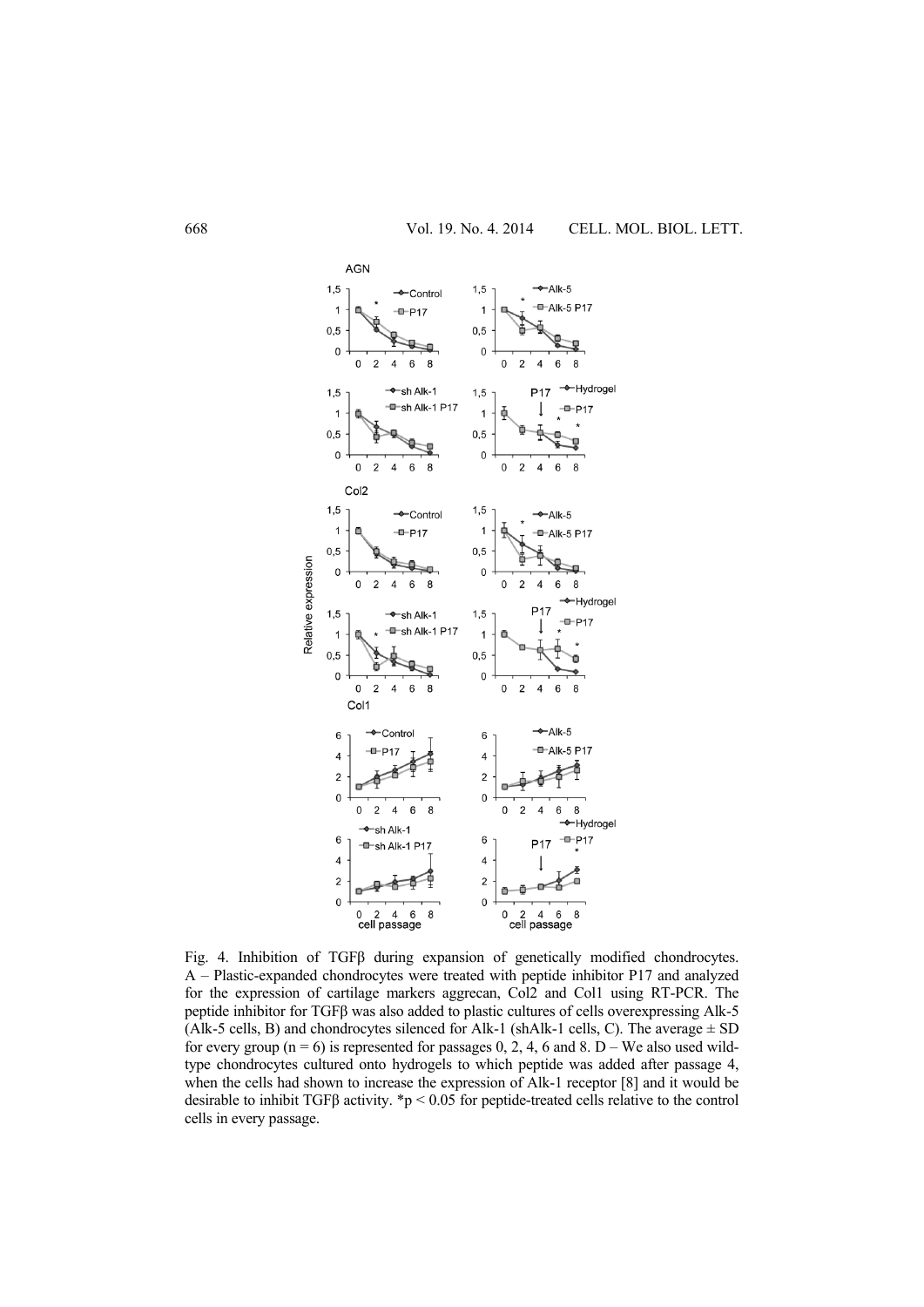Fig. 4. Inhibition of TGFβ during expansion of genetically modified chondrocytes. A – Plastic-expanded chondrocytes were treated with peptide inhibitor P17 and analyzed for the expression of cartilage markers aggrecan, Col2 and Col1 using RT-PCR. The peptide inhibitor for TGFβ was also added to plastic cultures of cells overexpressing Alk-5 (Alk-5 cells, B) and chondrocytes silenced for Alk-1 (shAlk-1 cells, C). The average ± SD for every group ($n = 6$) is represented for passages 0, 2, 4, 6 and 8. D – We also used wild-type chondrocytes cultured onto hydrogels to which peptide was added after passage 4, when the cells had shown to increase the expression of Alk-1 receptor [8] and it would be desirable to inhibit TGFβ activity. *$p < 0.05$ for peptide-treated cells relative to the control cells in every passage.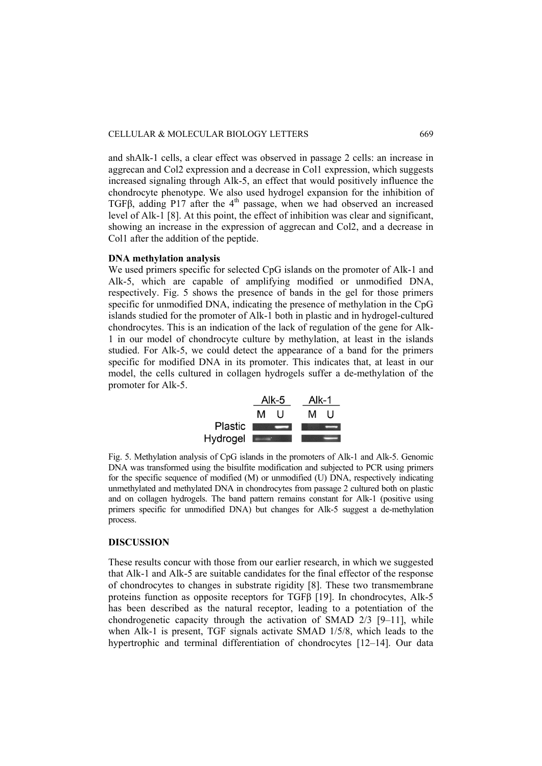and shAlk-1 cells, a clear effect was observed in passage 2 cells: an increase in aggrecan and Col2 expression and a decrease in Col1 expression, which suggests increased signaling through Alk-5, an effect that would positively influence the chondrocyte phenotype. We also used hydrogel expansion for the inhibition of TGFβ, adding P17 after the 4[th] passage, when we had observed an increased level of Alk-1 [8]. At this point, the effect of inhibition was clear and significant, showing an increase in the expression of aggrecan and Col2, and a decrease in Col1 after the addition of the peptide.

**DNA methylation analysis**

We used primers specific for selected CpG islands on the promoter of Alk-1 and Alk-5, which are capable of amplifying modified or unmodified DNA, respectively. Fig. 5 shows the presence of bands in the gel for those primers specific for unmodified DNA, indicating the presence of methylation in the CpG islands studied for the promoter of Alk-1 both in plastic and in hydrogel-cultured chondrocytes. This is an indication of the lack of regulation of the gene for Alk-1 in our model of chondrocyte culture by methylation, at least in the islands studied. For Alk-5, we could detect the appearance of a band for the primers specific for modified DNA in its promoter. This indicates that, at least in our model, the cells cultured in collagen hydrogels suffer a de-methylation of the promoter for Alk-5.

Fig. 5. Methylation analysis of CpG islands in the promoters of Alk-1 and Alk-5. Genomic DNA was transformed using the bisulfite modification and subjected to PCR using primers for the specific sequence of modified (M) or unmodified (U) DNA, respectively indicating unmethylated and methylated DNA in chondrocytes from passage 2 cultured both on plastic and on collagen hydrogels. The band pattern remains constant for Alk-1 (positive using primers specific for unmodified DNA) but changes for Alk-5 suggest a de-methylation process.

## DISCUSSION

These results concur with those from our earlier research, in which we suggested that Alk-1 and Alk-5 are suitable candidates for the final effector of the response of chondrocytes to changes in substrate rigidity [8]. These two transmembrane proteins function as opposite receptors for TGFβ [19]. In chondrocytes, Alk-5 has been described as the natural receptor, leading to a potentiation of the chondrogenetic capacity through the activation of SMAD 2/3 [9–11], while when Alk-1 is present, TGF signals activate SMAD 1/5/8, which leads to the hypertrophic and terminal differentiation of chondrocytes [12–14]. Our data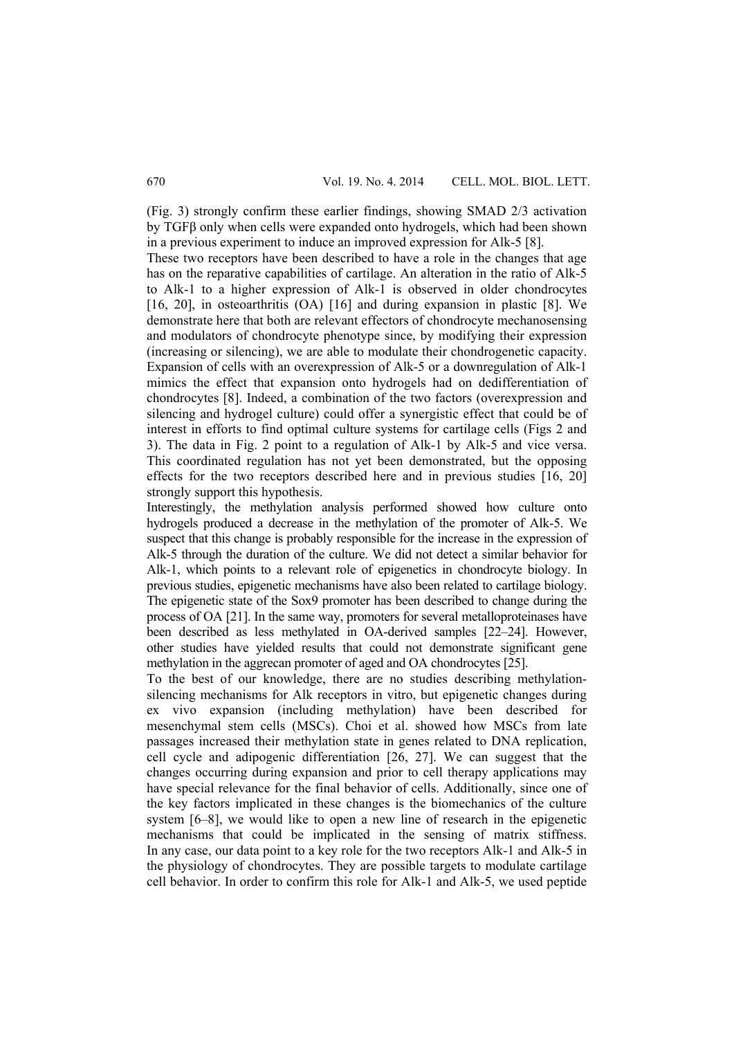(Fig. 3) strongly confirm these earlier findings, showing SMAD 2/3 activation by TGFβ only when cells were expanded onto hydrogels, which had been shown in a previous experiment to induce an improved expression for Alk-5 [8].

These two receptors have been described to have a role in the changes that age has on the reparative capabilities of cartilage. An alteration in the ratio of Alk-5 to Alk-1 to a higher expression of Alk-1 is observed in older chondrocytes [16, 20], in osteoarthritis (OA) [16] and during expansion in plastic [8]. We demonstrate here that both are relevant effectors of chondrocyte mechanosensing and modulators of chondrocyte phenotype since, by modifying their expression (increasing or silencing), we are able to modulate their chondrogenetic capacity. Expansion of cells with an overexpression of Alk-5 or a downregulation of Alk-1 mimics the effect that expansion onto hydrogels had on dedifferentiation of chondrocytes [8]. Indeed, a combination of the two factors (overexpression and silencing and hydrogel culture) could offer a synergistic effect that could be of interest in efforts to find optimal culture systems for cartilage cells (Figs 2 and 3). The data in Fig. 2 point to a regulation of Alk-1 by Alk-5 and vice versa. This coordinated regulation has not yet been demonstrated, but the opposing effects for the two receptors described here and in previous studies [16, 20] strongly support this hypothesis.

Interestingly, the methylation analysis performed showed how culture onto hydrogels produced a decrease in the methylation of the promoter of Alk-5. We suspect that this change is probably responsible for the increase in the expression of Alk-5 through the duration of the culture. We did not detect a similar behavior for Alk-1, which points to a relevant role of epigenetics in chondrocyte biology. In previous studies, epigenetic mechanisms have also been related to cartilage biology. The epigenetic state of the Sox9 promoter has been described to change during the process of OA [21]. In the same way, promoters for several metalloproteinases have been described as less methylated in OA-derived samples [22–24]. However, other studies have yielded results that could not demonstrate significant gene methylation in the aggrecan promoter of aged and OA chondrocytes [25].

To the best of our knowledge, there are no studies describing methylation-silencing mechanisms for Alk receptors in vitro, but epigenetic changes during ex vivo expansion (including methylation) have been described for mesenchymal stem cells (MSCs). Choi et al. showed how MSCs from late passages increased their methylation state in genes related to DNA replication, cell cycle and adipogenic differentiation [26, 27]. We can suggest that the changes occurring during expansion and prior to cell therapy applications may have special relevance for the final behavior of cells. Additionally, since one of the key factors implicated in these changes is the biomechanics of the culture system [6–8], we would like to open a new line of research in the epigenetic mechanisms that could be implicated in the sensing of matrix stiffness. In any case, our data point to a key role for the two receptors Alk-1 and Alk-5 in the physiology of chondrocytes. They are possible targets to modulate cartilage cell behavior. In order to confirm this role for Alk-1 and Alk-5, we used peptide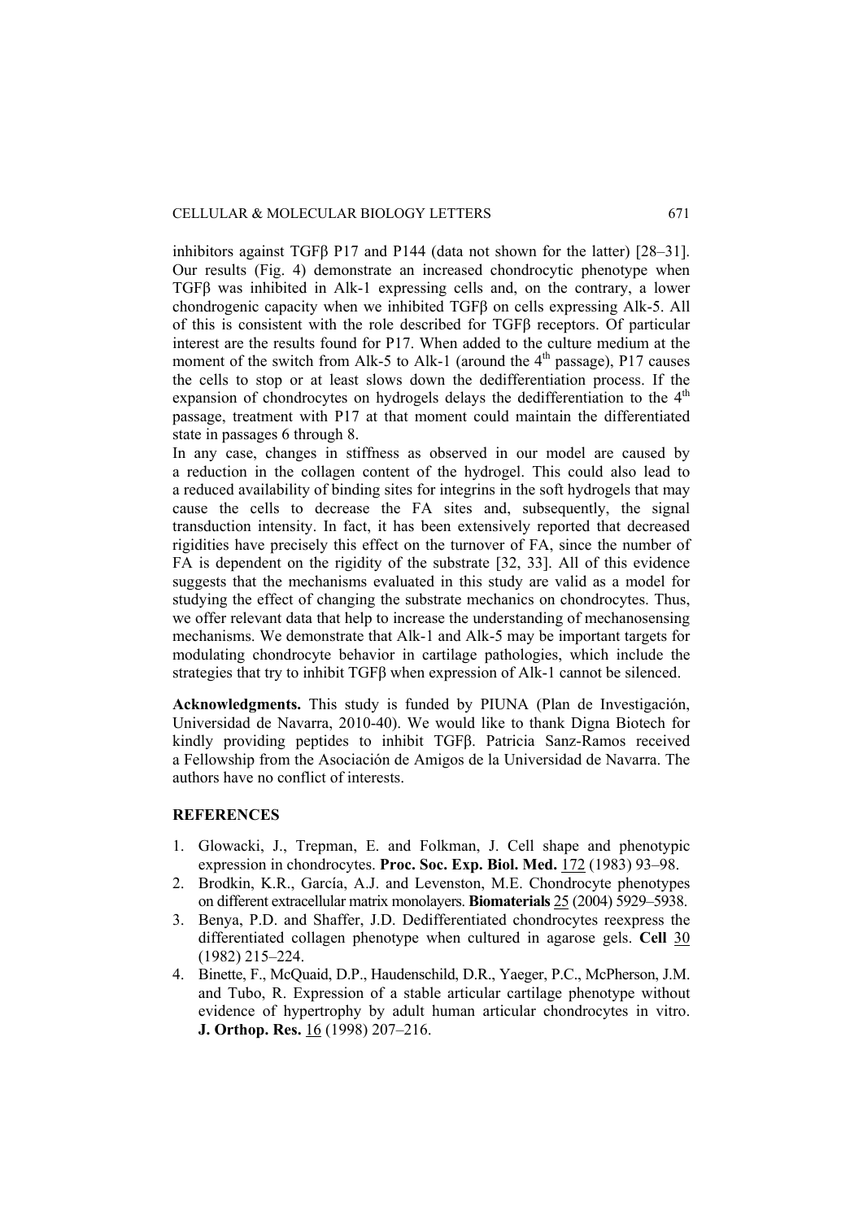inhibitors against TGFβ P17 and P144 (data not shown for the latter) [28–31]. Our results (Fig. 4) demonstrate an increased chondrocytic phenotype when TGFβ was inhibited in Alk-1 expressing cells and, on the contrary, a lower chondrogenic capacity when we inhibited TGFβ on cells expressing Alk-5. All of this is consistent with the role described for TGFβ receptors. Of particular interest are the results found for P17. When added to the culture medium at the moment of the switch from Alk-5 to Alk-1 (around the 4th passage), P17 causes the cells to stop or at least slows down the dedifferentiation process. If the expansion of chondrocytes on hydrogels delays the dedifferentiation to the 4th passage, treatment with P17 at that moment could maintain the differentiated state in passages 6 through 8.

In any case, changes in stiffness as observed in our model are caused by a reduction in the collagen content of the hydrogel. This could also lead to a reduced availability of binding sites for integrins in the soft hydrogels that may cause the cells to decrease the FA sites and, subsequently, the signal transduction intensity. In fact, it has been extensively reported that decreased rigidities have precisely this effect on the turnover of FA, since the number of FA is dependent on the rigidity of the substrate [32, 33]. All of this evidence suggests that the mechanisms evaluated in this study are valid as a model for studying the effect of changing the substrate mechanics on chondrocytes. Thus, we offer relevant data that help to increase the understanding of mechanosensing mechanisms. We demonstrate that Alk-1 and Alk-5 may be important targets for modulating chondrocyte behavior in cartilage pathologies, which include the strategies that try to inhibit TGFβ when expression of Alk-1 cannot be silenced.

**Acknowledgments.** This study is funded by PIUNA (Plan de Investigación, Universidad de Navarra, 2010-40). We would like to thank Digna Biotech for kindly providing peptides to inhibit TGFβ. Patricia Sanz-Ramos received a Fellowship from the Asociación de Amigos de la Universidad de Navarra. The authors have no conflict of interests.

## REFERENCES

1. Glowacki, J., Trepman, E. and Folkman, J. Cell shape and phenotypic expression in chondrocytes. **Proc. Soc. Exp. Biol. Med.** 172 (1983) 93–98.
2. Brodkin, K.R., García, A.J. and Levenston, M.E. Chondrocyte phenotypes on different extracellular matrix monolayers. **Biomaterials** 25 (2004) 5929–5938.
3. Benya, P.D. and Shaffer, J.D. Dedifferentiated chondrocytes reexpress the differentiated collagen phenotype when cultured in agarose gels. **Cell** 30 (1982) 215–224.
4. Binette, F., McQuaid, D.P., Haudenschild, D.R., Yaeger, P.C., McPherson, J.M. and Tubo, R. Expression of a stable articular cartilage phenotype without evidence of hypertrophy by adult human articular chondrocytes in vitro. **J. Orthop. Res.** 16 (1998) 207–216.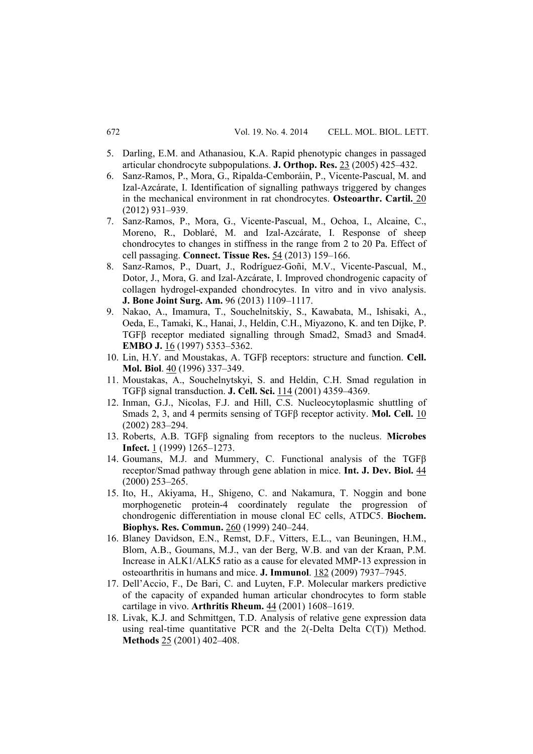5. Darling, E.M. and Athanasiou, K.A. Rapid phenotypic changes in passaged articular chondrocyte subpopulations. **J. Orthop. Res.** 23 (2005) 425–432.
6. Sanz-Ramos, P., Mora, G., Ripalda-Cemboráin, P., Vicente-Pascual, M. and Izal-Azcárate, I. Identification of signalling pathways triggered by changes in the mechanical environment in rat chondrocytes. **Osteoarthr. Cartil.** 20 (2012) 931–939.
7. Sanz-Ramos, P., Mora, G., Vicente-Pascual, M., Ochoa, I., Alcaine, C., Moreno, R., Doblaré, M. and Izal-Azcárate, I. Response of sheep chondrocytes to changes in stiffness in the range from 2 to 20 Pa. Effect of cell passaging. **Connect. Tissue Res.** 54 (2013) 159–166.
8. Sanz-Ramos, P., Duart, J., Rodríguez-Goñi, M.V., Vicente-Pascual, M., Dotor, J., Mora, G. and Izal-Azcárate, I. Improved chondrogenic capacity of collagen hydrogel-expanded chondrocytes. In vitro and in vivo analysis. **J. Bone Joint Surg. Am.** 96 (2013) 1109–1117.
9. Nakao, A., Imamura, T., Souchelnitskiy, S., Kawabata, M., Ishisaki, A., Oeda, E., Tamaki, K., Hanai, J., Heldin, C.H., Miyazono, K. and ten Dijke, P. TGFβ receptor mediated signalling through Smad2, Smad3 and Smad4. **EMBO J.** 16 (1997) 5353–5362.
10. Lin, H.Y. and Moustakas, A. TGFβ receptors: structure and function. **Cell. Mol. Biol**. 40 (1996) 337–349.
11. Moustakas, A., Souchelnytskyi, S. and Heldin, C.H. Smad regulation in TGFβ signal transduction. **J. Cell. Sci.** 114 (2001) 4359–4369.
12. Inman, G.J., Nicolas, F.J. and Hill, C.S. Nucleocytoplasmic shuttling of Smads 2, 3, and 4 permits sensing of TGFβ receptor activity. **Mol. Cell.** 10 (2002) 283–294.
13. Roberts, A.B. TGFβ signaling from receptors to the nucleus. **Microbes Infect.** 1 (1999) 1265–1273.
14. Goumans, M.J. and Mummery, C. Functional analysis of the TGFβ receptor/Smad pathway through gene ablation in mice. **Int. J. Dev. Biol.** 44 (2000) 253–265.
15. Ito, H., Akiyama, H., Shigeno, C. and Nakamura, T. Noggin and bone morphogenetic protein-4 coordinately regulate the progression of chondrogenic differentiation in mouse clonal EC cells, ATDC5. **Biochem. Biophys. Res. Commun.** 260 (1999) 240–244.
16. Blaney Davidson, E.N., Remst, D.F., Vitters, E.L., van Beuningen, H.M., Blom, A.B., Goumans, M.J., van der Berg, W.B. and van der Kraan, P.M. Increase in ALK1/ALK5 ratio as a cause for elevated MMP-13 expression in osteoarthritis in humans and mice. **J. Immunol**. 182 (2009) 7937–7945.
17. Dell'Accio, F., De Bari, C. and Luyten, F.P. Molecular markers predictive of the capacity of expanded human articular chondrocytes to form stable cartilage in vivo. **Arthritis Rheum.** 44 (2001) 1608–1619.
18. Livak, K.J. and Schmittgen, T.D. Analysis of relative gene expression data using real-time quantitative PCR and the 2(-Delta Delta C(T)) Method. **Methods** 25 (2001) 402–408.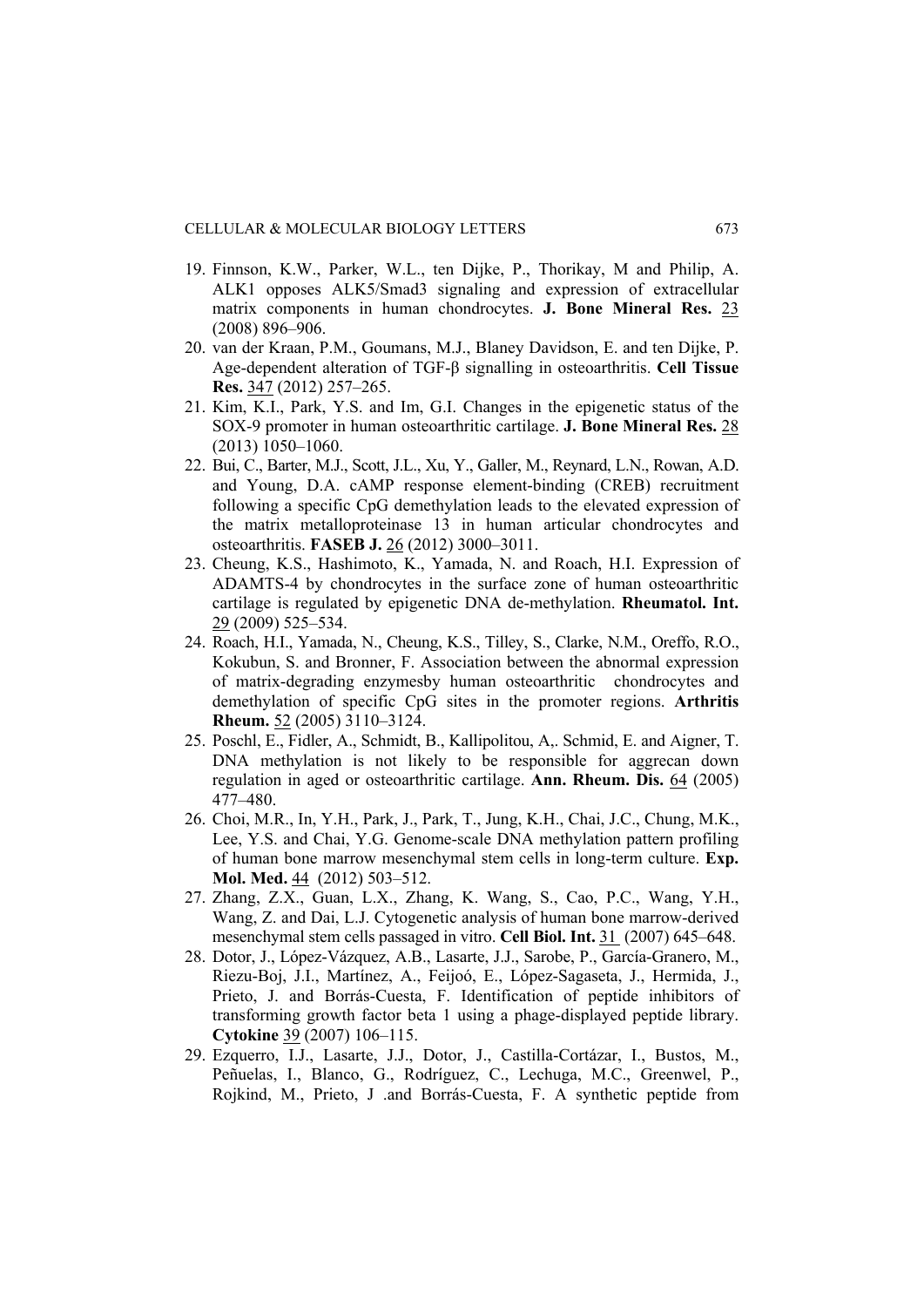19. Finnson, K.W., Parker, W.L., ten Dijke, P., Thorikay, M and Philip, A. ALK1 opposes ALK5/Smad3 signaling and expression of extracellular matrix components in human chondrocytes. **J. Bone Mineral Res.** 23 (2008) 896–906.
20. van der Kraan, P.M., Goumans, M.J., Blaney Davidson, E. and ten Dijke, P. Age-dependent alteration of TGF-β signalling in osteoarthritis. **Cell Tissue Res.** 347 (2012) 257–265.
21. Kim, K.I., Park, Y.S. and Im, G.I. Changes in the epigenetic status of the SOX-9 promoter in human osteoarthritic cartilage. **J. Bone Mineral Res.** 28 (2013) 1050–1060.
22. Bui, C., Barter, M.J., Scott, J.L., Xu, Y., Galler, M., Reynard, L.N., Rowan, A.D. and Young, D.A. cAMP response element-binding (CREB) recruitment following a specific CpG demethylation leads to the elevated expression of the matrix metalloproteinase 13 in human articular chondrocytes and osteoarthritis. **FASEB J.** 26 (2012) 3000–3011.
23. Cheung, K.S., Hashimoto, K., Yamada, N. and Roach, H.I. Expression of ADAMTS-4 by chondrocytes in the surface zone of human osteoarthritic cartilage is regulated by epigenetic DNA de-methylation. **Rheumatol. Int.** 29 (2009) 525–534.
24. Roach, H.I., Yamada, N., Cheung, K.S., Tilley, S., Clarke, N.M., Oreffo, R.O., Kokubun, S. and Bronner, F. Association between the abnormal expression of matrix-degrading enzymesby human osteoarthritic chondrocytes and demethylation of specific CpG sites in the promoter regions. **Arthritis Rheum.** 52 (2005) 3110–3124.
25. Poschl, E., Fidler, A., Schmidt, B., Kallipolitou, A,. Schmid, E. and Aigner, T. DNA methylation is not likely to be responsible for aggrecan down regulation in aged or osteoarthritic cartilage. **Ann. Rheum. Dis.** 64 (2005) 477–480.
26. Choi, M.R., In, Y.H., Park, J., Park, T., Jung, K.H., Chai, J.C., Chung, M.K., Lee, Y.S. and Chai, Y.G. Genome-scale DNA methylation pattern profiling of human bone marrow mesenchymal stem cells in long-term culture. **Exp. Mol. Med.** 44 (2012) 503–512.
27. Zhang, Z.X., Guan, L.X., Zhang, K. Wang, S., Cao, P.C., Wang, Y.H., Wang, Z. and Dai, L.J. Cytogenetic analysis of human bone marrow-derived mesenchymal stem cells passaged in vitro. **Cell Biol. Int.** 31 (2007) 645–648.
28. Dotor, J., López-Vázquez, A.B., Lasarte, J.J., Sarobe, P., García-Granero, M., Riezu-Boj, J.I., Martínez, A., Feijoó, E., López-Sagaseta, J., Hermida, J., Prieto, J. and Borrás-Cuesta, F. Identification of peptide inhibitors of transforming growth factor beta 1 using a phage-displayed peptide library. **Cytokine** 39 (2007) 106–115.
29. Ezquerro, I.J., Lasarte, J.J., Dotor, J., Castilla-Cortázar, I., Bustos, M., Peñuelas, I., Blanco, G., Rodríguez, C., Lechuga, M.C., Greenwel, P., Rojkind, M., Prieto, J .and Borrás-Cuesta, F. A synthetic peptide from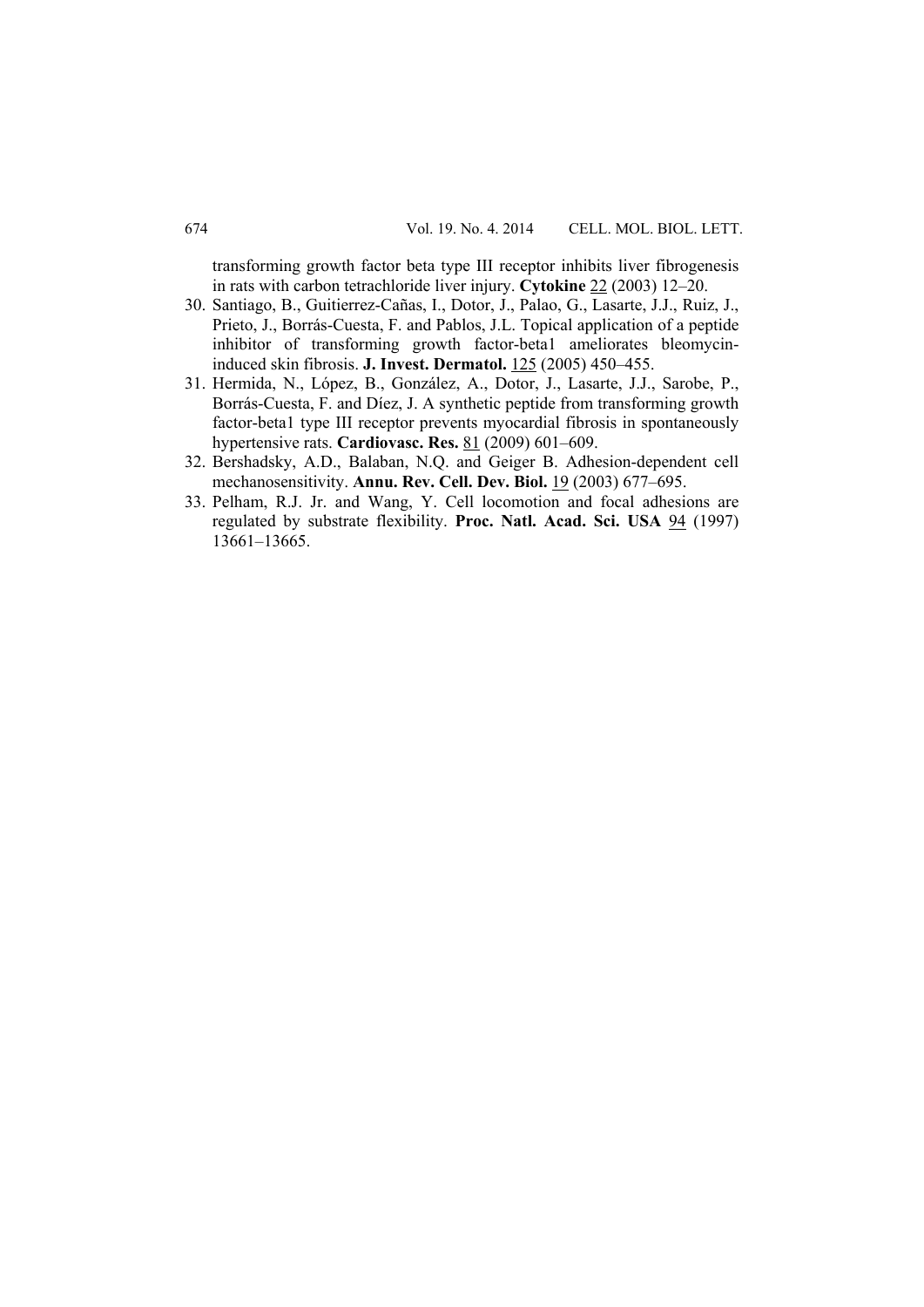transforming growth factor beta type III receptor inhibits liver fibrogenesis in rats with carbon tetrachloride liver injury. **Cytokine** 22 (2003) 12–20.

30. Santiago, B., Guitierrez-Cañas, I., Dotor, J., Palao, G., Lasarte, J.J., Ruiz, J., Prieto, J., Borrás-Cuesta, F. and Pablos, J.L. Topical application of a peptide inhibitor of transforming growth factor-beta1 ameliorates bleomycin-induced skin fibrosis. **J. Invest. Dermatol.** 125 (2005) 450–455.
31. Hermida, N., López, B., González, A., Dotor, J., Lasarte, J.J., Sarobe, P., Borrás-Cuesta, F. and Díez, J. A synthetic peptide from transforming growth factor-beta1 type III receptor prevents myocardial fibrosis in spontaneously hypertensive rats. **Cardiovasc. Res.** 81 (2009) 601–609.
32. Bershadsky, A.D., Balaban, N.Q. and Geiger B. Adhesion-dependent cell mechanosensitivity. **Annu. Rev. Cell. Dev. Biol.** 19 (2003) 677–695.
33. Pelham, R.J. Jr. and Wang, Y. Cell locomotion and focal adhesions are regulated by substrate flexibility. **Proc. Natl. Acad. Sci. USA** 94 (1997) 13661–13665.